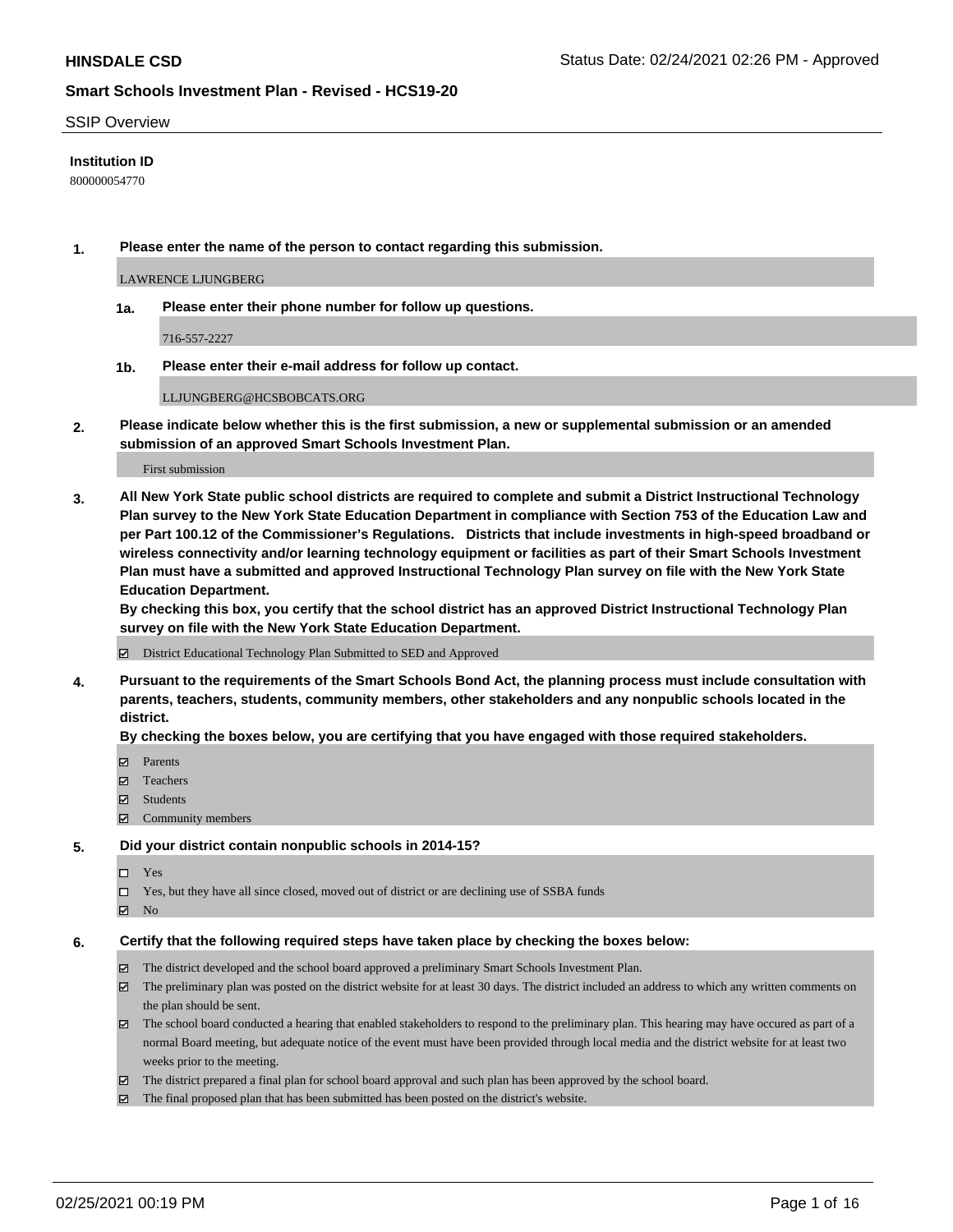## SSIP Overview

**Institution ID**

800000054770

1. **Please enter the name of the person to contact regarding this submission.**

   LAWRENCE LJUNGBERG

   1a. **Please enter their phone number for follow up questions.**

   716-557-2227

   1b. **Please enter their e-mail address for follow up contact.**

   LLJUNGBERG@HCSBOBCATS.ORG

2. **Please indicate below whether this is the first submission, a new or supplemental submission or an amended submission of an approved Smart Schools Investment Plan.**

   First submission

3. **All New York State public school districts are required to complete and submit a District Instructional Technology Plan survey to the New York State Education Department in compliance with Section 753 of the Education Law and per Part 100.12 of the Commissioner's Regulations. Districts that include investments in high-speed broadband or wireless connectivity and/or learning technology equipment or facilities as part of their Smart Schools Investment Plan must have a submitted and approved Instructional Technology Plan survey on file with the New York State Education Department.**
   **By checking this box, you certify that the school district has an approved District Instructional Technology Plan survey on file with the New York State Education Department.**

   ☑ District Educational Technology Plan Submitted to SED and Approved

4. **Pursuant to the requirements of the Smart Schools Bond Act, the planning process must include consultation with parents, teachers, students, community members, other stakeholders and any nonpublic schools located in the district.**
   **By checking the boxes below, you are certifying that you have engaged with those required stakeholders.**

   ☑ Parents
   ☑ Teachers
   ☑ Students
   ☑ Community members

5. **Did your district contain nonpublic schools in 2014-15?**

   ☐ Yes
   ☐ Yes, but they have all since closed, moved out of district or are declining use of SSBA funds
   ☑ No

6. **Certify that the following required steps have taken place by checking the boxes below:**

   ☑ The district developed and the school board approved a preliminary Smart Schools Investment Plan.
   ☑ The preliminary plan was posted on the district website for at least 30 days. The district included an address to which any written comments on the plan should be sent.
   ☑ The school board conducted a hearing that enabled stakeholders to respond to the preliminary plan. This hearing may have occured as part of a normal Board meeting, but adequate notice of the event must have been provided through local media and the district website for at least two weeks prior to the meeting.
   ☑ The district prepared a final plan for school board approval and such plan has been approved by the school board.
   ☑ The final proposed plan that has been submitted has been posted on the district's website.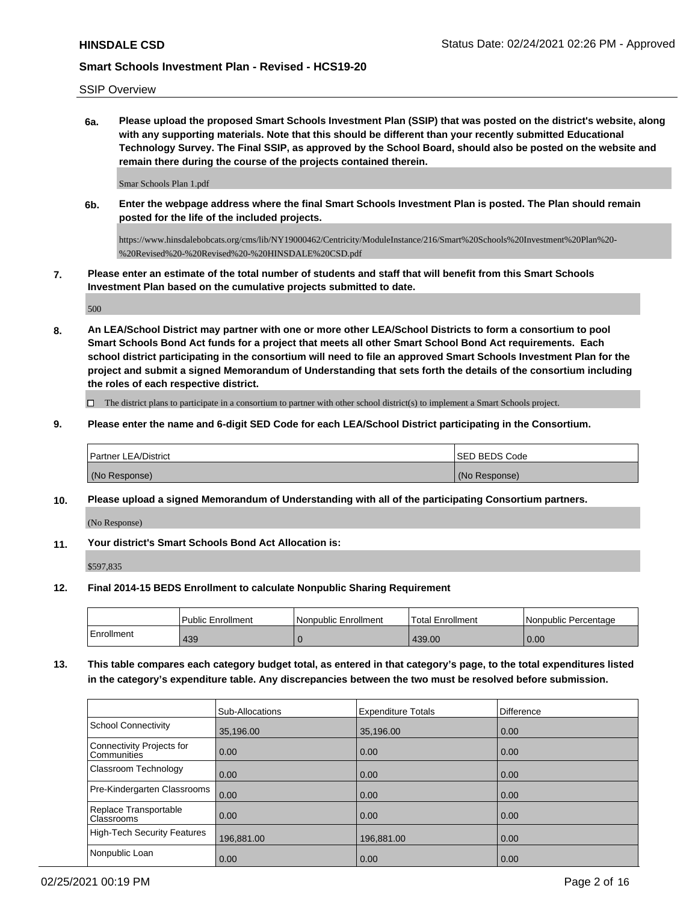SSIP Overview

**6a. Please upload the proposed Smart Schools Investment Plan (SSIP) that was posted on the district's website, along with any supporting materials. Note that this should be different than your recently submitted Educational Technology Survey. The Final SSIP, as approved by the School Board, should also be posted on the website and remain there during the course of the projects contained therein.**

Smar Schools Plan 1.pdf

**6b. Enter the webpage address where the final Smart Schools Investment Plan is posted. The Plan should remain posted for the life of the included projects.**

https://www.hinsdalebobcats.org/cms/lib/NY19000462/Centricity/ModuleInstance/216/Smart%20Schools%20Investment%20Plan%20-%20Revised%20-%20Revised%20-%20HINSDALE%20CSD.pdf

**7. Please enter an estimate of the total number of students and staff that will benefit from this Smart Schools Investment Plan based on the cumulative projects submitted to date.**

500

**8. An LEA/School District may partner with one or more other LEA/School Districts to form a consortium to pool Smart Schools Bond Act funds for a project that meets all other Smart School Bond Act requirements. Each school district participating in the consortium will need to file an approved Smart Schools Investment Plan for the project and submit a signed Memorandum of Understanding that sets forth the details of the consortium including the roles of each respective district.**

☐ The district plans to participate in a consortium to partner with other school district(s) to implement a Smart Schools project.

**9. Please enter the name and 6-digit SED Code for each LEA/School District participating in the Consortium.**

| Partner LEA/District | SED BEDS Code |
|---|---|
| (No Response) | (No Response) |

**10. Please upload a signed Memorandum of Understanding with all of the participating Consortium partners.**

(No Response)

**11. Your district's Smart Schools Bond Act Allocation is:**

$597,835

**12. Final 2014-15 BEDS Enrollment to calculate Nonpublic Sharing Requirement**

| | Public Enrollment | Nonpublic Enrollment | Total Enrollment | Nonpublic Percentage |
|---|---|---|---|---|
| Enrollment | 439 | 0 | 439.00 | 0.00 |

**13. This table compares each category budget total, as entered in that category's page, to the total expenditures listed in the category's expenditure table. Any discrepancies between the two must be resolved before submission.**

| | Sub-Allocations | Expenditure Totals | Difference |
|---|---|---|---|
| School Connectivity | 35,196.00 | 35,196.00 | 0.00 |
| Connectivity Projects for Communities | 0.00 | 0.00 | 0.00 |
| Classroom Technology | 0.00 | 0.00 | 0.00 |
| Pre-Kindergarten Classrooms | 0.00 | 0.00 | 0.00 |
| Replace Transportable Classrooms | 0.00 | 0.00 | 0.00 |
| High-Tech Security Features | 196,881.00 | 196,881.00 | 0.00 |
| Nonpublic Loan | 0.00 | 0.00 | 0.00 |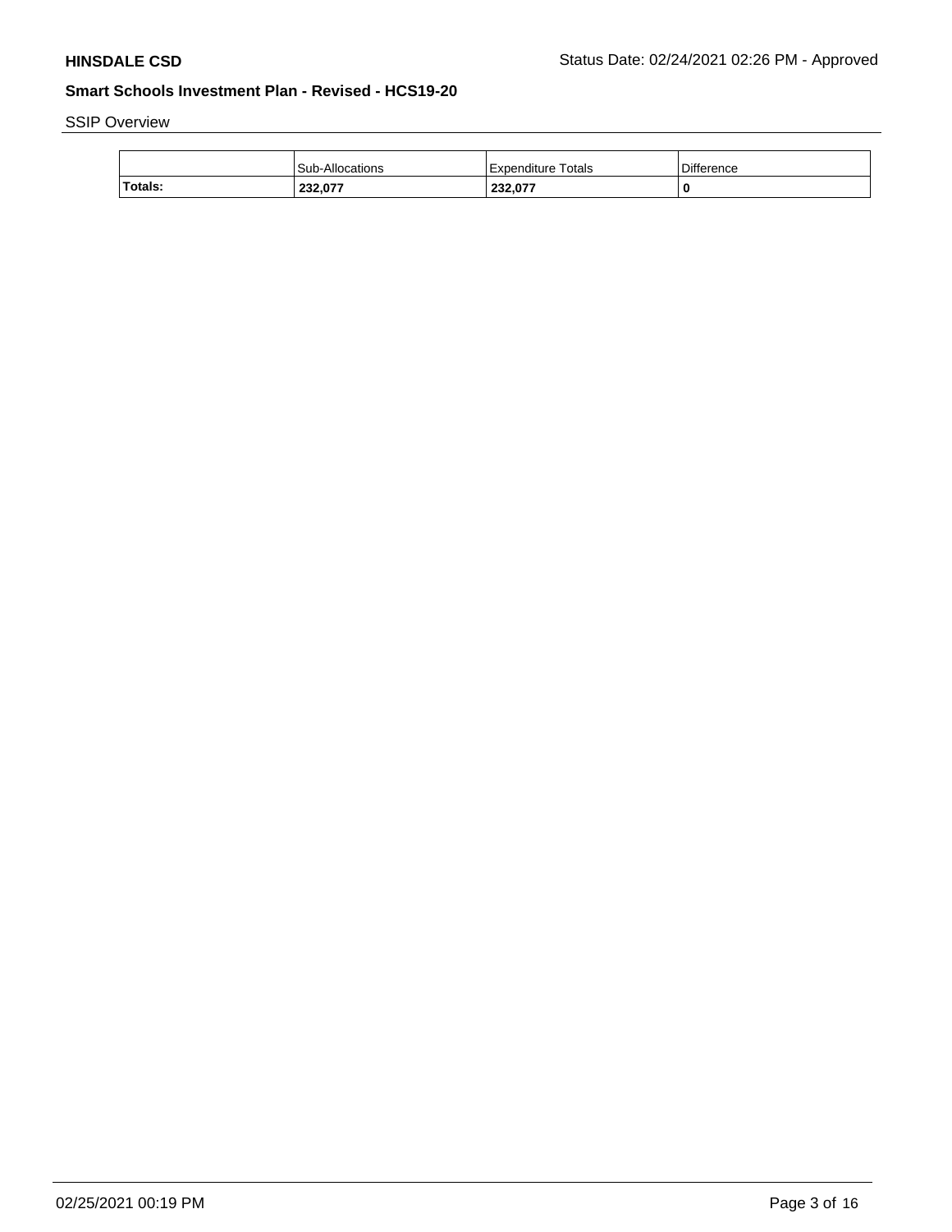SSIP Overview

| | Sub-Allocations | Expenditure Totals | Difference |
|---|---|---|---|
| **Totals:** | **232,077** | **232,077** | **0** |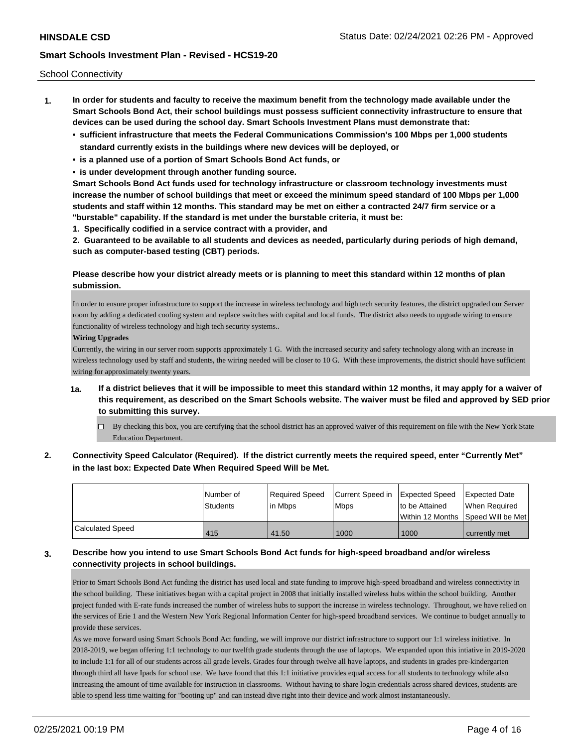School Connectivity

1. **In order for students and faculty to receive the maximum benefit from the technology made available under the Smart Schools Bond Act, their school buildings must possess sufficient connectivity infrastructure to ensure that devices can be used during the school day. Smart Schools Investment Plans must demonstrate that:**
   - **sufficient infrastructure that meets the Federal Communications Commission's 100 Mbps per 1,000 students standard currently exists in the buildings where new devices will be deployed, or**
   - **is a planned use of a portion of Smart Schools Bond Act funds, or**
   - **is under development through another funding source.**

   **Smart Schools Bond Act funds used for technology infrastructure or classroom technology investments must increase the number of school buildings that meet or exceed the minimum speed standard of 100 Mbps per 1,000 students and staff within 12 months. This standard may be met on either a contracted 24/7 firm service or a "burstable" capability. If the standard is met under the burstable criteria, it must be:**

   **1. Specifically codified in a service contract with a provider, and**

   **2. Guaranteed to be available to all students and devices as needed, particularly during periods of high demand, such as computer-based testing (CBT) periods.**

   **Please describe how your district already meets or is planning to meet this standard within 12 months of plan submission.**

   In order to ensure proper infrastructure to support the increase in wireless technology and high tech security features, the district upgraded our Server room by adding a dedicated cooling system and replace switches with capital and local funds. The district also needs to upgrade wiring to ensure functionality of wireless technology and high tech security systems..

   **Wiring Upgrades**

   Currently, the wiring in our server room supports approximately 1 G. With the increased security and safety technology along with an increase in wireless technology used by staff and students, the wiring needed will be closer to 10 G. With these improvements, the district should have sufficient wiring for approximately twenty years.

   **1a. If a district believes that it will be impossible to meet this standard within 12 months, it may apply for a waiver of this requirement, as described on the Smart Schools website. The waiver must be filed and approved by SED prior to submitting this survey.**

   ☐ By checking this box, you are certifying that the school district has an approved waiver of this requirement on file with the New York State Education Department.

2. **Connectivity Speed Calculator (Required). If the district currently meets the required speed, enter "Currently Met" in the last box: Expected Date When Required Speed Will be Met.**

| | Number of Students | Required Speed in Mbps | Current Speed in Mbps | Expected Speed to be Attained Within 12 Months | Expected Date When Required Speed Will be Met |
|---|---|---|---|---|---|
| Calculated Speed | 415 | 41.50 | 1000 | 1000 | currently met |

3. **Describe how you intend to use Smart Schools Bond Act funds for high-speed broadband and/or wireless connectivity projects in school buildings.**

   Prior to Smart Schools Bond Act funding the district has used local and state funding to improve high-speed broadband and wireless connectivity in the school building. These initiatives began with a capital project in 2008 that initially installed wireless hubs within the school building. Another project funded with E-rate funds increased the number of wireless hubs to support the increase in wireless technology. Throughout, we have relied on the services of Erie 1 and the Western New York Regional Information Center for high-speed broadband services. We continue to budget annually to provide these services.

   As we move forward using Smart Schools Bond Act funding, we will improve our district infrastructure to support our 1:1 wireless initiative. In 2018-2019, we began offering 1:1 technology to our twelfth grade students through the use of laptops. We expanded upon this intiative in 2019-2020 to include 1:1 for all of our students across all grade levels. Grades four through twelve all have laptops, and students in grades pre-kindergarten through third all have Ipads for school use. We have found that this 1:1 initiative provides equal access for all students to technology while also increasing the amount of time available for instruction in classrooms. Without having to share login credentials across shared devices, students are able to spend less time waiting for "booting up" and can instead dive right into their device and work almost instantaneously.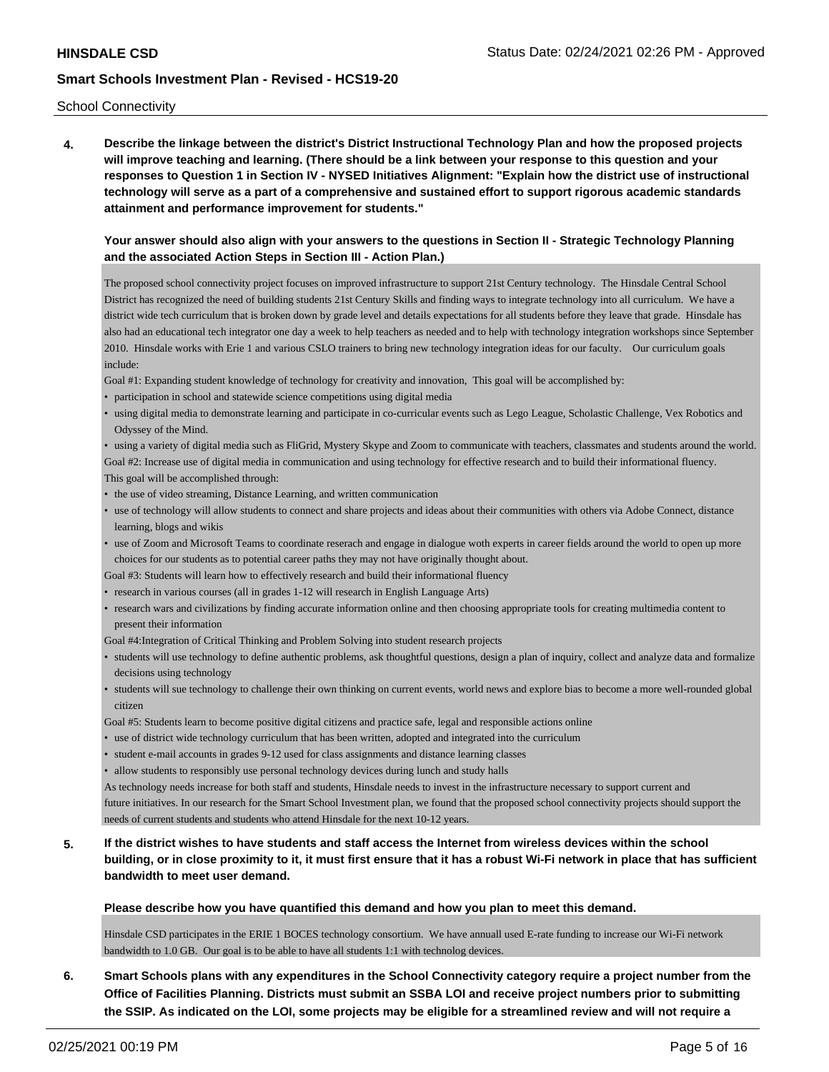School Connectivity

**4. Describe the linkage between the district's District Instructional Technology Plan and how the proposed projects will improve teaching and learning. (There should be a link between your response to this question and your responses to Question 1 in Section IV - NYSED Initiatives Alignment: "Explain how the district use of instructional technology will serve as a part of a comprehensive and sustained effort to support rigorous academic standards attainment and performance improvement for students."**

**Your answer should also align with your answers to the questions in Section II - Strategic Technology Planning and the associated Action Steps in Section III - Action Plan.)**

The proposed school connectivity project focuses on improved infrastructure to support 21st Century technology. The Hinsdale Central School District has recognized the need of building students 21st Century Skills and finding ways to integrate technology into all curriculum. We have a district wide tech curriculum that is broken down by grade level and details expectations for all students before they leave that grade. Hinsdale has also had an educational tech integrator one day a week to help teachers as needed and to help with technology integration workshops since September 2010. Hinsdale works with Erie 1 and various CSLO trainers to bring new technology integration ideas for our faculty. Our curriculum goals include:

Goal #1: Expanding student knowledge of technology for creativity and innovation, This goal will be accomplished by:

- participation in school and statewide science competitions using digital media
- using digital media to demonstrate learning and participate in co-curricular events such as Lego League, Scholastic Challenge, Vex Robotics and Odyssey of the Mind.
- using a variety of digital media such as FliGrid, Mystery Skype and Zoom to communicate with teachers, classmates and students around the world.

Goal #2: Increase use of digital media in communication and using technology for effective research and to build their informational fluency. This goal will be accomplished through:

- the use of video streaming, Distance Learning, and written communication
- use of technology will allow students to connect and share projects and ideas about their communities with others via Adobe Connect, distance learning, blogs and wikis
- use of Zoom and Microsoft Teams to coordinate reserach and engage in dialogue woth experts in career fields around the world to open up more choices for our students as to potential career paths they may not have originally thought about.

Goal #3: Students will learn how to effectively research and build their informational fluency

- research in various courses (all in grades 1-12 will research in English Language Arts)
- research wars and civilizations by finding accurate information online and then choosing appropriate tools for creating multimedia content to present their information

Goal #4:Integration of Critical Thinking and Problem Solving into student research projects

- students will use technology to define authentic problems, ask thoughtful questions, design a plan of inquiry, collect and analyze data and formalize decisions using technology
- students will sue technology to challenge their own thinking on current events, world news and explore bias to become a more well-rounded global citizen

Goal #5: Students learn to become positive digital citizens and practice safe, legal and responsible actions online

- use of district wide technology curriculum that has been written, adopted and integrated into the curriculum
- student e-mail accounts in grades 9-12 used for class assignments and distance learning classes
- allow students to responsibly use personal technology devices during lunch and study halls

As technology needs increase for both staff and students, Hinsdale needs to invest in the infrastructure necessary to support current and future initiatives. In our research for the Smart School Investment plan, we found that the proposed school connectivity projects should support the needs of current students and students who attend Hinsdale for the next 10-12 years.

**5. If the district wishes to have students and staff access the Internet from wireless devices within the school building, or in close proximity to it, it must first ensure that it has a robust Wi-Fi network in place that has sufficient bandwidth to meet user demand.**

**Please describe how you have quantified this demand and how you plan to meet this demand.**

Hinsdale CSD participates in the ERIE 1 BOCES technology consortium. We have annuall used E-rate funding to increase our Wi-Fi network bandwidth to 1.0 GB. Our goal is to be able to have all students 1:1 with technolog devices.

**6. Smart Schools plans with any expenditures in the School Connectivity category require a project number from the Office of Facilities Planning. Districts must submit an SSBA LOI and receive project numbers prior to submitting the SSIP. As indicated on the LOI, some projects may be eligible for a streamlined review and will not require a**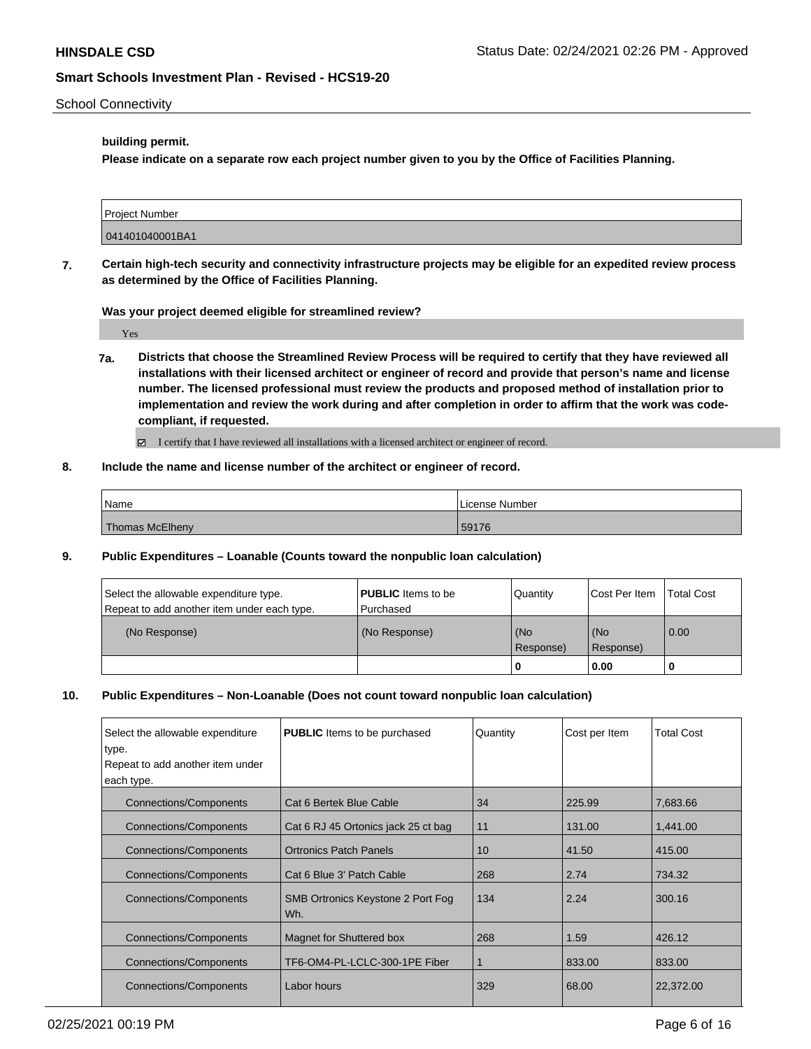**building permit.**

**Please indicate on a separate row each project number given to you by the Office of Facilities Planning.**

| Project Number |
| --- |
| 041401040001BA1 |

**7. Certain high-tech security and connectivity infrastructure projects may be eligible for an expedited review process as determined by the Office of Facilities Planning.**

**Was your project deemed eligible for streamlined review?**

Yes

**7a. Districts that choose the Streamlined Review Process will be required to certify that they have reviewed all installations with their licensed architect or engineer of record and provide that person's name and license number. The licensed professional must review the products and proposed method of installation prior to implementation and review the work during and after completion in order to affirm that the work was code-compliant, if requested.**

☑ I certify that I have reviewed all installations with a licensed architect or engineer of record.

**8. Include the name and license number of the architect or engineer of record.**

| Name | License Number |
| --- | --- |
| Thomas McElheny | 59176 |

**9. Public Expenditures – Loanable (Counts toward the nonpublic loan calculation)**

| Select the allowable expenditure type. Repeat to add another item under each type. | **PUBLIC** Items to be Purchased | Quantity | Cost Per Item | Total Cost |
| --- | --- | --- | --- | --- |
| (No Response) | (No Response) | (No Response) | (No Response) | 0.00 |
| | | **0** | **0.00** | **0** |

**10. Public Expenditures – Non-Loanable (Does not count toward nonpublic loan calculation)**

| Select the allowable expenditure type. Repeat to add another item under each type. | **PUBLIC** Items to be purchased | Quantity | Cost per Item | Total Cost |
| --- | --- | --- | --- | --- |
| Connections/Components | Cat 6 Bertek Blue Cable | 34 | 225.99 | 7,683.66 |
| Connections/Components | Cat 6 RJ 45 Ortonics jack 25 ct bag | 11 | 131.00 | 1,441.00 |
| Connections/Components | Ortronics Patch Panels | 10 | 41.50 | 415.00 |
| Connections/Components | Cat 6 Blue 3' Patch Cable | 268 | 2.74 | 734.32 |
| Connections/Components | SMB Ortronics Keystone 2 Port Fog Wh. | 134 | 2.24 | 300.16 |
| Connections/Components | Magnet for Shuttered box | 268 | 1.59 | 426.12 |
| Connections/Components | TF6-OM4-PL-LCLC-300-1PE Fiber | 1 | 833.00 | 833.00 |
| Connections/Components | Labor hours | 329 | 68.00 | 22,372.00 |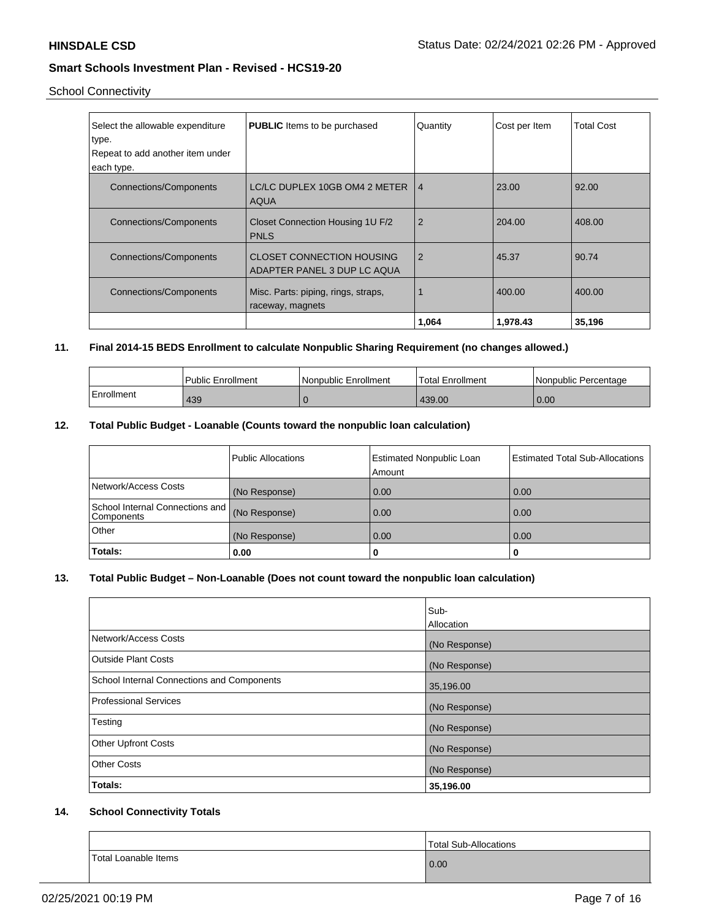School Connectivity

| Select the allowable expenditure type. Repeat to add another item under each type. | **PUBLIC** Items to be purchased | Quantity | Cost per Item | Total Cost |
|---|---|---|---|---|
| Connections/Components | LC/LC DUPLEX 10GB OM4 2 METER AQUA | 4 | 23.00 | 92.00 |
| Connections/Components | Closet Connection Housing 1U F/2 PNLS | 2 | 204.00 | 408.00 |
| Connections/Components | CLOSET CONNECTION HOUSING ADAPTER PANEL 3 DUP LC AQUA | 2 | 45.37 | 90.74 |
| Connections/Components | Misc. Parts: piping, rings, straps, raceway, magnets | 1 | 400.00 | 400.00 |
| | | **1,064** | **1,978.43** | **35,196** |

## 11. Final 2014-15 BEDS Enrollment to calculate Nonpublic Sharing Requirement (no changes allowed.)

| | Public Enrollment | Nonpublic Enrollment | Total Enrollment | Nonpublic Percentage |
|---|---|---|---|---|
| Enrollment | 439 | 0 | 439.00 | 0.00 |

## 12. Total Public Budget - Loanable (Counts toward the nonpublic loan calculation)

| | Public Allocations | Estimated Nonpublic Loan Amount | Estimated Total Sub-Allocations |
|---|---|---|---|
| Network/Access Costs | (No Response) | 0.00 | 0.00 |
| School Internal Connections and Components | (No Response) | 0.00 | 0.00 |
| Other | (No Response) | 0.00 | 0.00 |
| **Totals:** | **0.00** | **0** | **0** |

## 13. Total Public Budget – Non-Loanable (Does not count toward the nonpublic loan calculation)

| | Sub-Allocation |
|---|---|
| Network/Access Costs | (No Response) |
| Outside Plant Costs | (No Response) |
| School Internal Connections and Components | 35,196.00 |
| Professional Services | (No Response) |
| Testing | (No Response) |
| Other Upfront Costs | (No Response) |
| Other Costs | (No Response) |
| **Totals:** | **35,196.00** |

## 14. School Connectivity Totals

| | Total Sub-Allocations |
|---|---|
| Total Loanable Items | 0.00 |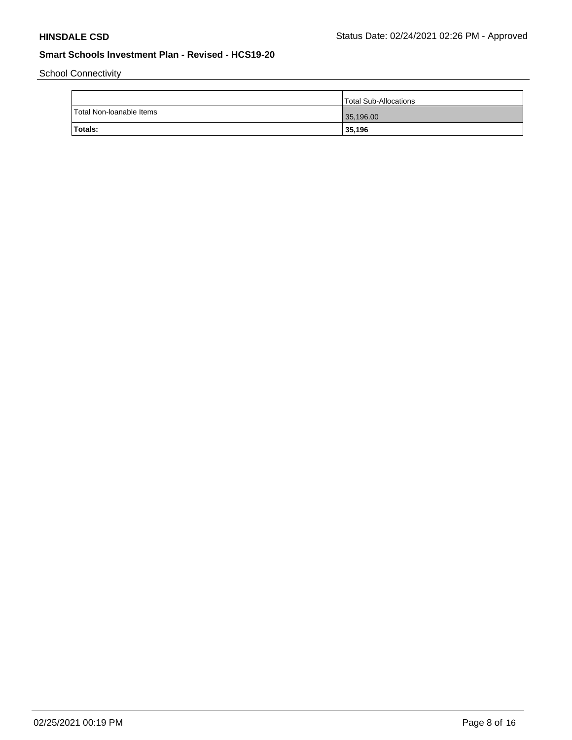School Connectivity

| | Total Sub-Allocations |
|---|---|
| Total Non-loanable Items | 35,196.00 |
| **Totals:** | **35,196** |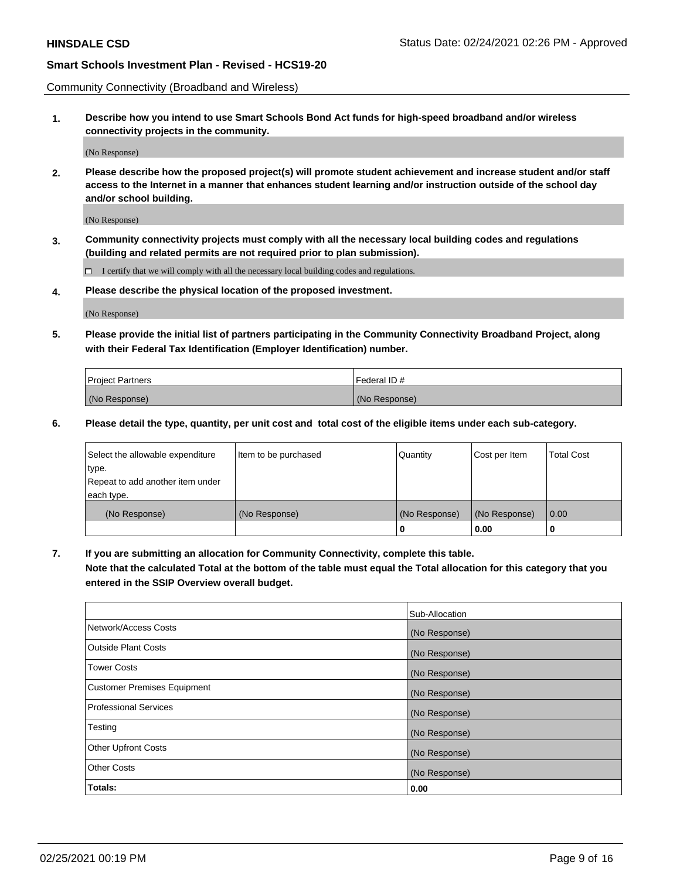Community Connectivity (Broadband and Wireless)

**1. Describe how you intend to use Smart Schools Bond Act funds for high-speed broadband and/or wireless connectivity projects in the community.**

(No Response)

**2. Please describe how the proposed project(s) will promote student achievement and increase student and/or staff access to the Internet in a manner that enhances student learning and/or instruction outside of the school day and/or school building.**

(No Response)

**3. Community connectivity projects must comply with all the necessary local building codes and regulations (building and related permits are not required prior to plan submission).**

☐ I certify that we will comply with all the necessary local building codes and regulations.

**4. Please describe the physical location of the proposed investment.**

(No Response)

**5. Please provide the initial list of partners participating in the Community Connectivity Broadband Project, along with their Federal Tax Identification (Employer Identification) number.**

| Project Partners | Federal ID # |
|---|---|
| (No Response) | (No Response) |

**6. Please detail the type, quantity, per unit cost and total cost of the eligible items under each sub-category.**

| Select the allowable expenditure type. Repeat to add another item under each type. | Item to be purchased | Quantity | Cost per Item | Total Cost |
|---|---|---|---|---|
| (No Response) | (No Response) | (No Response) | (No Response) | 0.00 |
| | | **0** | **0.00** | **0** |

**7. If you are submitting an allocation for Community Connectivity, complete this table. Note that the calculated Total at the bottom of the table must equal the Total allocation for this category that you entered in the SSIP Overview overall budget.**

| | Sub-Allocation |
|---|---|
| Network/Access Costs | (No Response) |
| Outside Plant Costs | (No Response) |
| Tower Costs | (No Response) |
| Customer Premises Equipment | (No Response) |
| Professional Services | (No Response) |
| Testing | (No Response) |
| Other Upfront Costs | (No Response) |
| Other Costs | (No Response) |
| **Totals:** | **0.00** |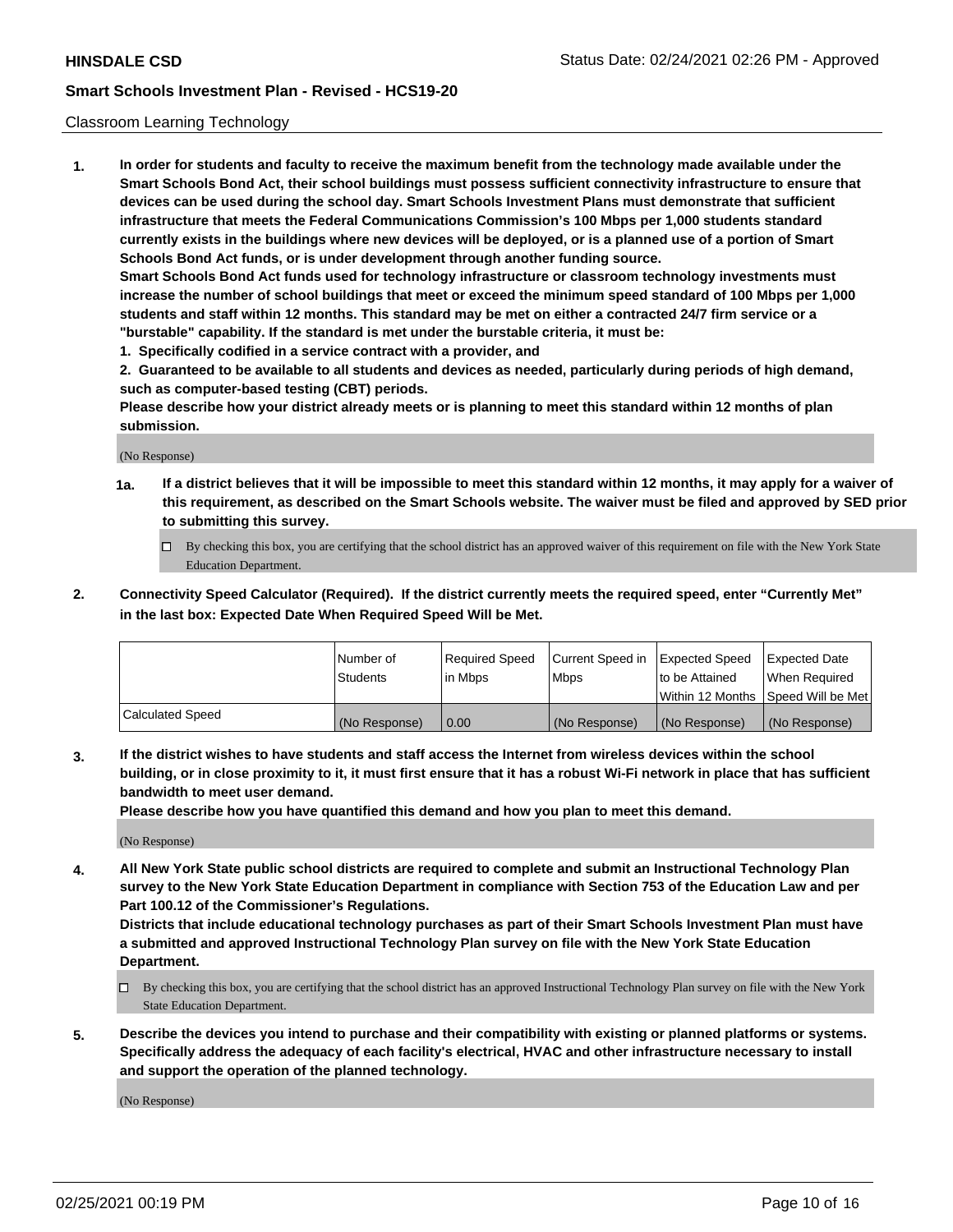Classroom Learning Technology

**1. In order for students and faculty to receive the maximum benefit from the technology made available under the Smart Schools Bond Act, their school buildings must possess sufficient connectivity infrastructure to ensure that devices can be used during the school day. Smart Schools Investment Plans must demonstrate that sufficient infrastructure that meets the Federal Communications Commission's 100 Mbps per 1,000 students standard currently exists in the buildings where new devices will be deployed, or is a planned use of a portion of Smart Schools Bond Act funds, or is under development through another funding source.**

**Smart Schools Bond Act funds used for technology infrastructure or classroom technology investments must increase the number of school buildings that meet or exceed the minimum speed standard of 100 Mbps per 1,000 students and staff within 12 months. This standard may be met on either a contracted 24/7 firm service or a "burstable" capability. If the standard is met under the burstable criteria, it must be:**

**1. Specifically codified in a service contract with a provider, and**

**2. Guaranteed to be available to all students and devices as needed, particularly during periods of high demand, such as computer-based testing (CBT) periods.**

**Please describe how your district already meets or is planning to meet this standard within 12 months of plan submission.**

(No Response)

**1a. If a district believes that it will be impossible to meet this standard within 12 months, it may apply for a waiver of this requirement, as described on the Smart Schools website. The waiver must be filed and approved by SED prior to submitting this survey.**

☐ By checking this box, you are certifying that the school district has an approved waiver of this requirement on file with the New York State Education Department.

**2. Connectivity Speed Calculator (Required). If the district currently meets the required speed, enter "Currently Met" in the last box: Expected Date When Required Speed Will be Met.**

| | Number of Students | Required Speed in Mbps | Current Speed in Mbps | Expected Speed to be Attained Within 12 Months | Expected Date When Required Speed Will be Met |
|---|---|---|---|---|---|
| Calculated Speed | (No Response) | 0.00 | (No Response) | (No Response) | (No Response) |

**3. If the district wishes to have students and staff access the Internet from wireless devices within the school building, or in close proximity to it, it must first ensure that it has a robust Wi-Fi network in place that has sufficient bandwidth to meet user demand.**

**Please describe how you have quantified this demand and how you plan to meet this demand.**

(No Response)

**4. All New York State public school districts are required to complete and submit an Instructional Technology Plan survey to the New York State Education Department in compliance with Section 753 of the Education Law and per Part 100.12 of the Commissioner's Regulations.**

**Districts that include educational technology purchases as part of their Smart Schools Investment Plan must have a submitted and approved Instructional Technology Plan survey on file with the New York State Education Department.**

☐ By checking this box, you are certifying that the school district has an approved Instructional Technology Plan survey on file with the New York State Education Department.

**5. Describe the devices you intend to purchase and their compatibility with existing or planned platforms or systems. Specifically address the adequacy of each facility's electrical, HVAC and other infrastructure necessary to install and support the operation of the planned technology.**

(No Response)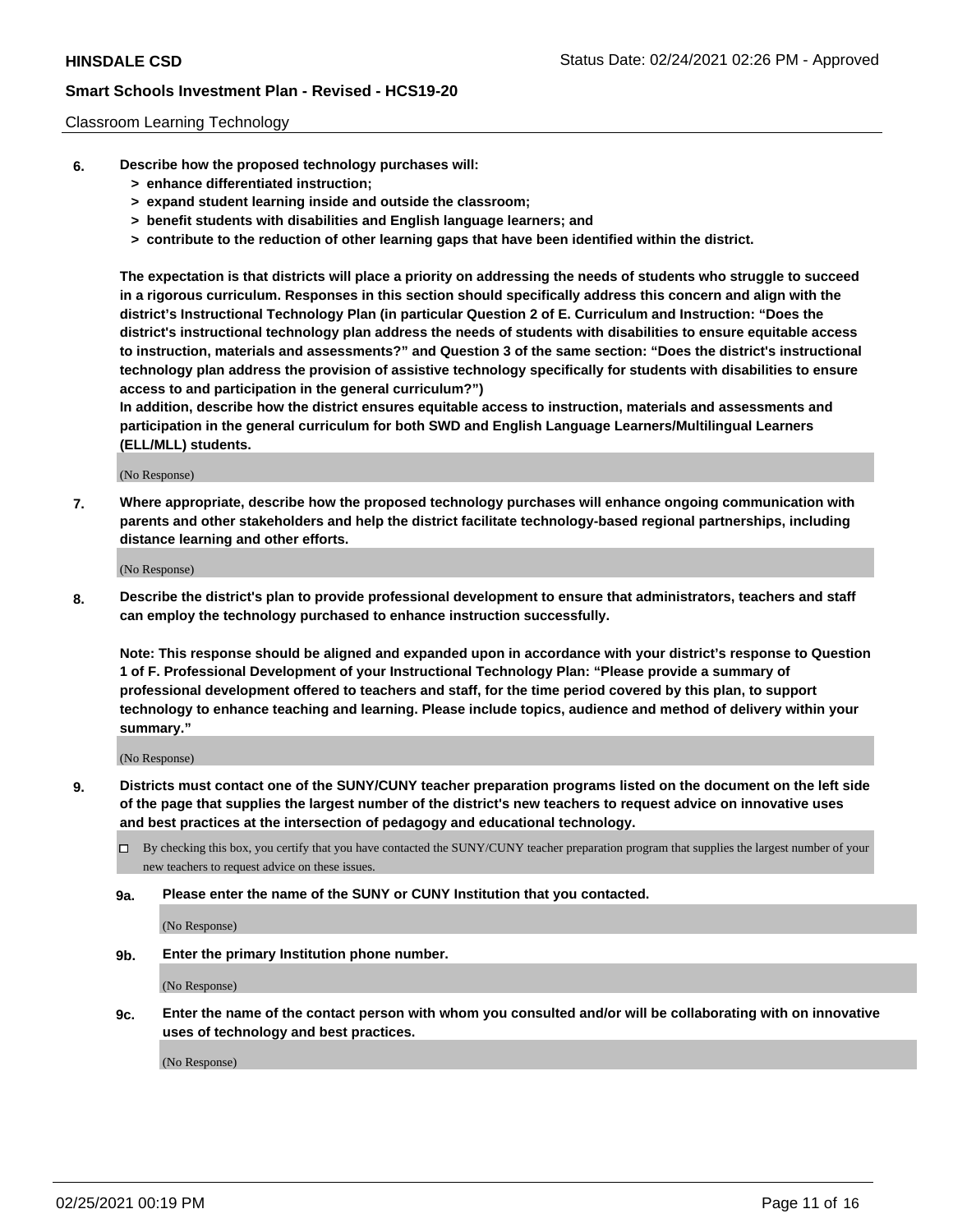Classroom Learning Technology

**6. Describe how the proposed technology purchases will:**
- **> enhance differentiated instruction;**
- **> expand student learning inside and outside the classroom;**
- **> benefit students with disabilities and English language learners; and**
- **> contribute to the reduction of other learning gaps that have been identified within the district.**

**The expectation is that districts will place a priority on addressing the needs of students who struggle to succeed in a rigorous curriculum. Responses in this section should specifically address this concern and align with the district's Instructional Technology Plan (in particular Question 2 of E. Curriculum and Instruction: "Does the district's instructional technology plan address the needs of students with disabilities to ensure equitable access to instruction, materials and assessments?" and Question 3 of the same section: "Does the district's instructional technology plan address the provision of assistive technology specifically for students with disabilities to ensure access to and participation in the general curriculum?")**

**In addition, describe how the district ensures equitable access to instruction, materials and assessments and participation in the general curriculum for both SWD and English Language Learners/Multilingual Learners (ELL/MLL) students.**

(No Response)

**7. Where appropriate, describe how the proposed technology purchases will enhance ongoing communication with parents and other stakeholders and help the district facilitate technology-based regional partnerships, including distance learning and other efforts.**

(No Response)

**8. Describe the district's plan to provide professional development to ensure that administrators, teachers and staff can employ the technology purchased to enhance instruction successfully.**

**Note: This response should be aligned and expanded upon in accordance with your district's response to Question 1 of F. Professional Development of your Instructional Technology Plan: "Please provide a summary of professional development offered to teachers and staff, for the time period covered by this plan, to support technology to enhance teaching and learning. Please include topics, audience and method of delivery within your summary."**

(No Response)

**9. Districts must contact one of the SUNY/CUNY teacher preparation programs listed on the document on the left side of the page that supplies the largest number of the district's new teachers to request advice on innovative uses and best practices at the intersection of pedagogy and educational technology.**

☐ By checking this box, you certify that you have contacted the SUNY/CUNY teacher preparation program that supplies the largest number of your new teachers to request advice on these issues.

**9a. Please enter the name of the SUNY or CUNY Institution that you contacted.**

(No Response)

**9b. Enter the primary Institution phone number.**

(No Response)

**9c. Enter the name of the contact person with whom you consulted and/or will be collaborating with on innovative uses of technology and best practices.**

(No Response)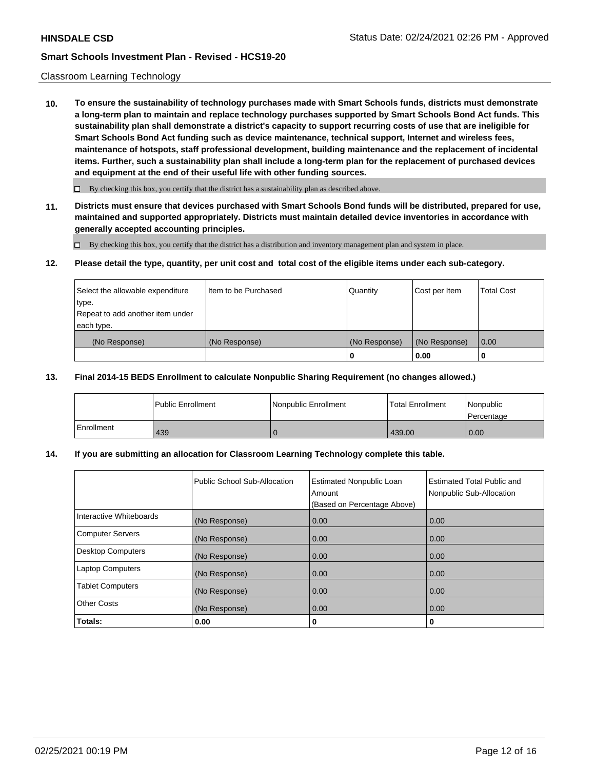Classroom Learning Technology

**10. To ensure the sustainability of technology purchases made with Smart Schools funds, districts must demonstrate a long-term plan to maintain and replace technology purchases supported by Smart Schools Bond Act funds. This sustainability plan shall demonstrate a district's capacity to support recurring costs of use that are ineligible for Smart Schools Bond Act funding such as device maintenance, technical support, Internet and wireless fees, maintenance of hotspots, staff professional development, building maintenance and the replacement of incidental items. Further, such a sustainability plan shall include a long-term plan for the replacement of purchased devices and equipment at the end of their useful life with other funding sources.**

☐ By checking this box, you certify that the district has a sustainability plan as described above.

**11. Districts must ensure that devices purchased with Smart Schools Bond funds will be distributed, prepared for use, maintained and supported appropriately. Districts must maintain detailed device inventories in accordance with generally accepted accounting principles.**

☐ By checking this box, you certify that the district has a distribution and inventory management plan and system in place.

**12. Please detail the type, quantity, per unit cost and total cost of the eligible items under each sub-category.**

| Select the allowable expenditure type. Repeat to add another item under each type. | Item to be Purchased | Quantity | Cost per Item | Total Cost |
|---|---|---|---|---|
| (No Response) | (No Response) | (No Response) | (No Response) | 0.00 |
| | | 0 | 0.00 | 0 |

**13. Final 2014-15 BEDS Enrollment to calculate Nonpublic Sharing Requirement (no changes allowed.)**

| | Public Enrollment | Nonpublic Enrollment | Total Enrollment | Nonpublic Percentage |
|---|---|---|---|---|
| Enrollment | 439 | 0 | 439.00 | 0.00 |

**14. If you are submitting an allocation for Classroom Learning Technology complete this table.**

| | Public School Sub-Allocation | Estimated Nonpublic Loan Amount (Based on Percentage Above) | Estimated Total Public and Nonpublic Sub-Allocation |
|---|---|---|---|
| Interactive Whiteboards | (No Response) | 0.00 | 0.00 |
| Computer Servers | (No Response) | 0.00 | 0.00 |
| Desktop Computers | (No Response) | 0.00 | 0.00 |
| Laptop Computers | (No Response) | 0.00 | 0.00 |
| Tablet Computers | (No Response) | 0.00 | 0.00 |
| Other Costs | (No Response) | 0.00 | 0.00 |
| **Totals:** | **0.00** | **0** | **0** |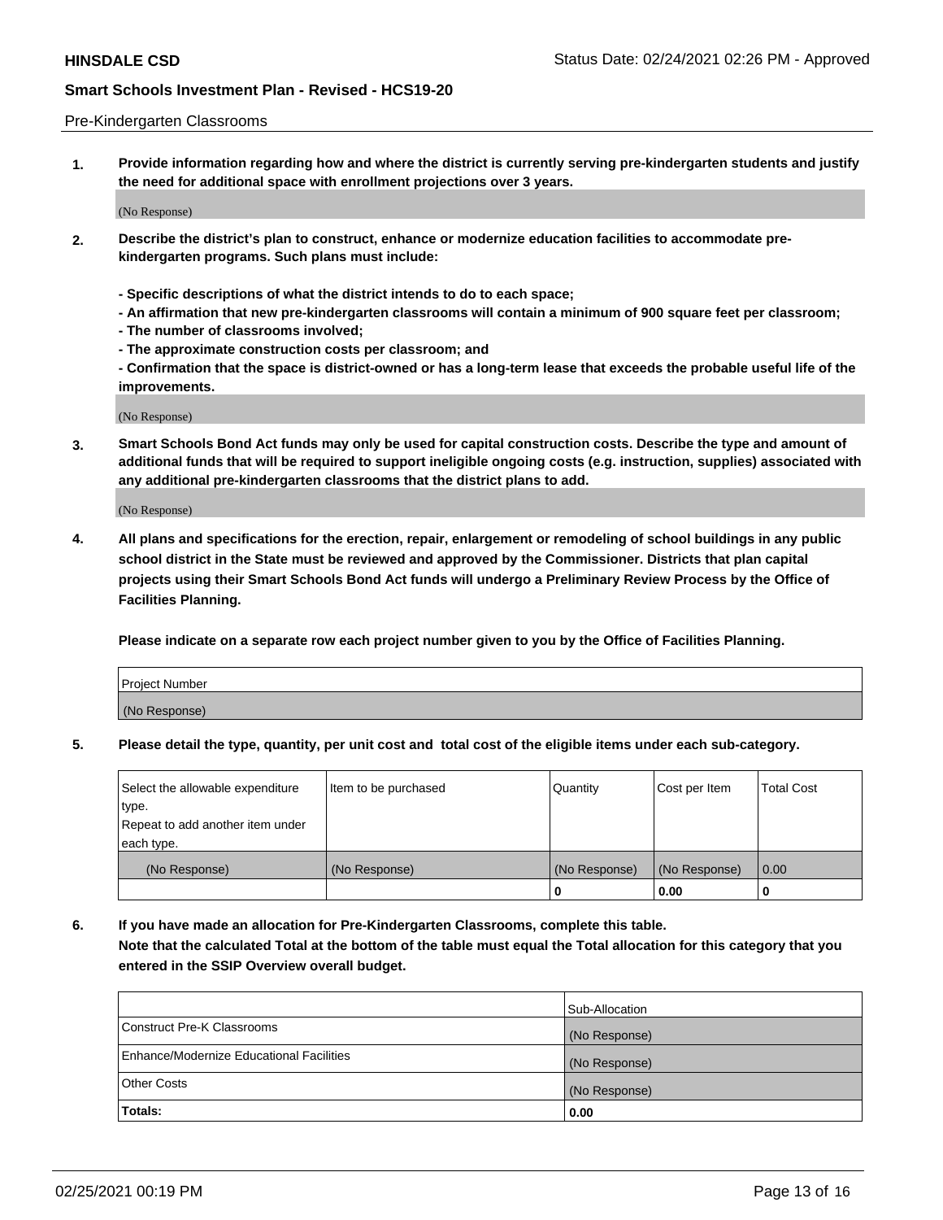Pre-Kindergarten Classrooms

**1. Provide information regarding how and where the district is currently serving pre-kindergarten students and justify the need for additional space with enrollment projections over 3 years.**

(No Response)

**2. Describe the district's plan to construct, enhance or modernize education facilities to accommodate pre-kindergarten programs. Such plans must include:**

**- Specific descriptions of what the district intends to do to each space;**
**- An affirmation that new pre-kindergarten classrooms will contain a minimum of 900 square feet per classroom;**
**- The number of classrooms involved;**
**- The approximate construction costs per classroom; and**
**- Confirmation that the space is district-owned or has a long-term lease that exceeds the probable useful life of the improvements.**

(No Response)

**3. Smart Schools Bond Act funds may only be used for capital construction costs. Describe the type and amount of additional funds that will be required to support ineligible ongoing costs (e.g. instruction, supplies) associated with any additional pre-kindergarten classrooms that the district plans to add.**

(No Response)

**4. All plans and specifications for the erection, repair, enlargement or remodeling of school buildings in any public school district in the State must be reviewed and approved by the Commissioner. Districts that plan capital projects using their Smart Schools Bond Act funds will undergo a Preliminary Review Process by the Office of Facilities Planning.**

**Please indicate on a separate row each project number given to you by the Office of Facilities Planning.**

| Project Number |
|---|
| (No Response) |

**5. Please detail the type, quantity, per unit cost and total cost of the eligible items under each sub-category.**

| Select the allowable expenditure type. Repeat to add another item under each type. | Item to be purchased | Quantity | Cost per Item | Total Cost |
|---|---|---|---|---|
| (No Response) | (No Response) | (No Response) | (No Response) | 0.00 |
| | | 0 | 0.00 | 0 |

**6. If you have made an allocation for Pre-Kindergarten Classrooms, complete this table.**
**Note that the calculated Total at the bottom of the table must equal the Total allocation for this category that you entered in the SSIP Overview overall budget.**

| | Sub-Allocation |
|---|---|
| Construct Pre-K Classrooms | (No Response) |
| Enhance/Modernize Educational Facilities | (No Response) |
| Other Costs | (No Response) |
| **Totals:** | **0.00** |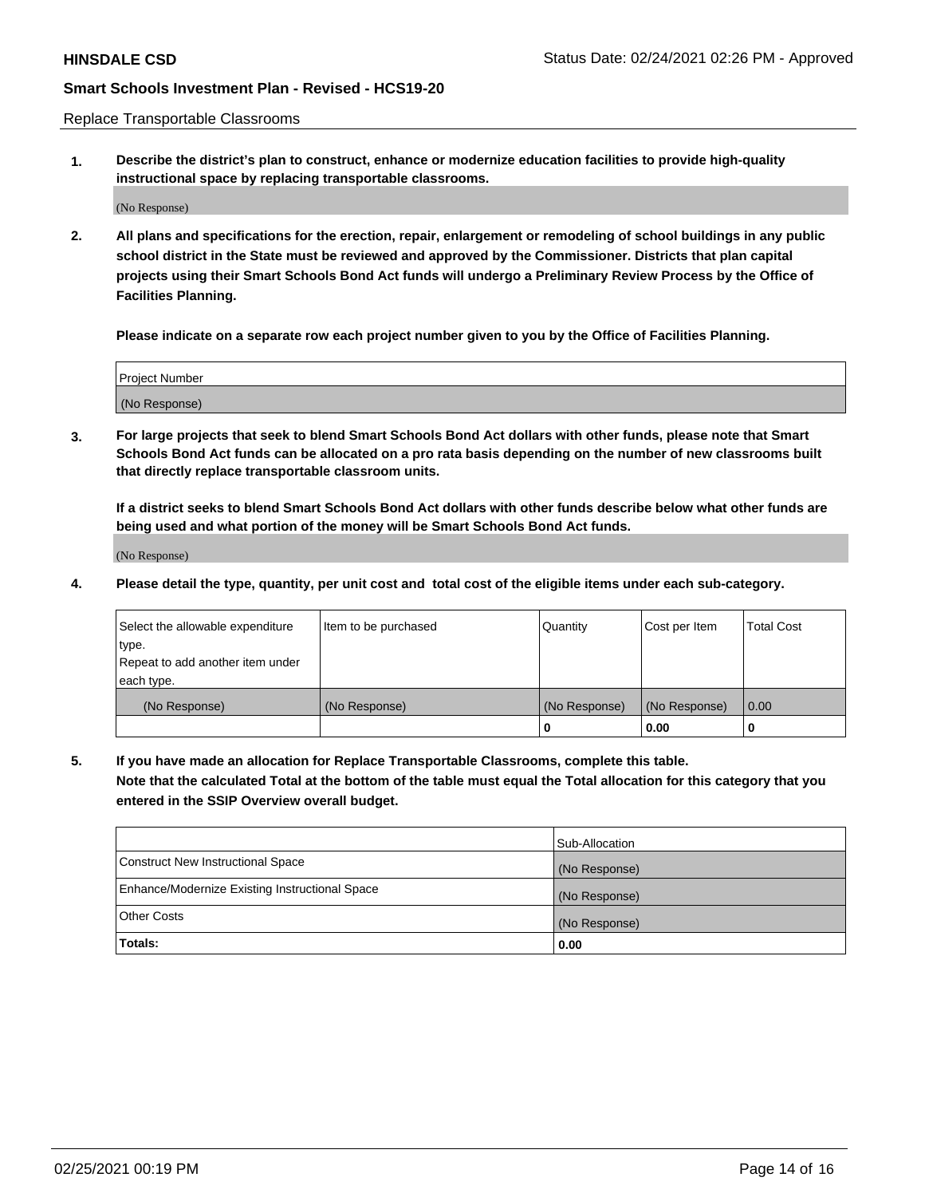Replace Transportable Classrooms

**1. Describe the district's plan to construct, enhance or modernize education facilities to provide high-quality instructional space by replacing transportable classrooms.**

(No Response)

**2. All plans and specifications for the erection, repair, enlargement or remodeling of school buildings in any public school district in the State must be reviewed and approved by the Commissioner. Districts that plan capital projects using their Smart Schools Bond Act funds will undergo a Preliminary Review Process by the Office of Facilities Planning.**

**Please indicate on a separate row each project number given to you by the Office of Facilities Planning.**

| Project Number |
|---|
| (No Response) |

**3. For large projects that seek to blend Smart Schools Bond Act dollars with other funds, please note that Smart Schools Bond Act funds can be allocated on a pro rata basis depending on the number of new classrooms built that directly replace transportable classroom units.**

**If a district seeks to blend Smart Schools Bond Act dollars with other funds describe below what other funds are being used and what portion of the money will be Smart Schools Bond Act funds.**

(No Response)

**4. Please detail the type, quantity, per unit cost and total cost of the eligible items under each sub-category.**

| Select the allowable expenditure type. Repeat to add another item under each type. | Item to be purchased | Quantity | Cost per Item | Total Cost |
|---|---|---|---|---|
| (No Response) | (No Response) | (No Response) | (No Response) | 0.00 |
| | | 0 | 0.00 | 0 |

**5. If you have made an allocation for Replace Transportable Classrooms, complete this table. Note that the calculated Total at the bottom of the table must equal the Total allocation for this category that you entered in the SSIP Overview overall budget.**

| | Sub-Allocation |
|---|---|
| Construct New Instructional Space | (No Response) |
| Enhance/Modernize Existing Instructional Space | (No Response) |
| Other Costs | (No Response) |
| **Totals:** | **0.00** |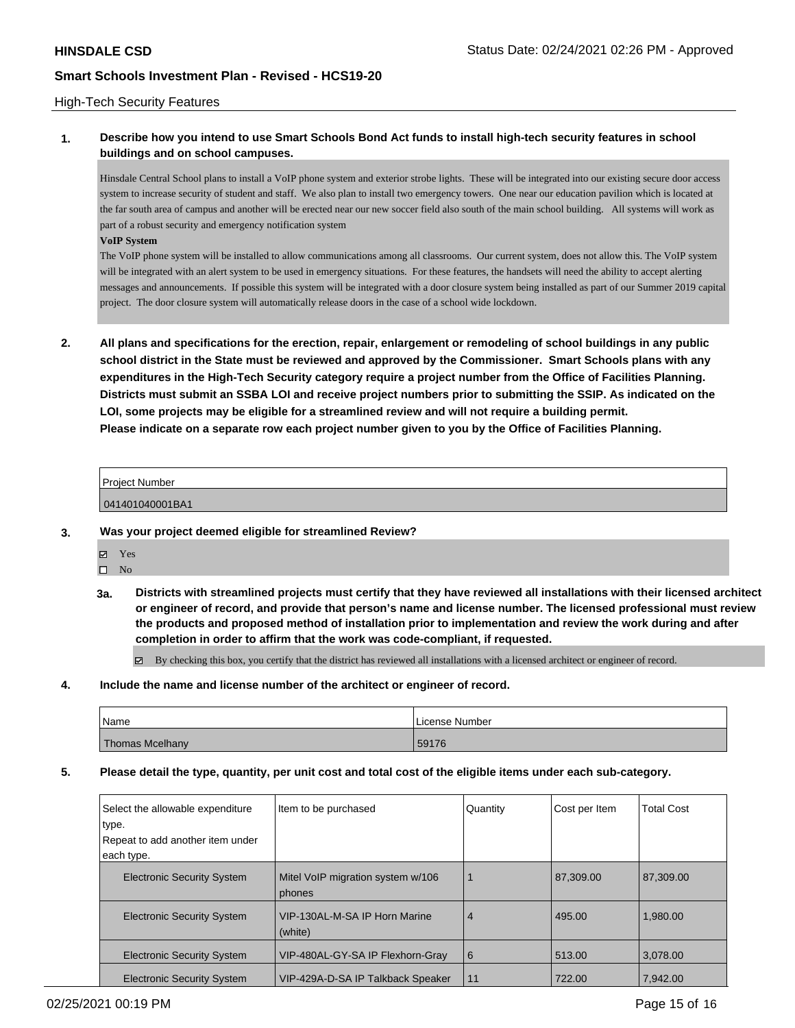## High-Tech Security Features

**1. Describe how you intend to use Smart Schools Bond Act funds to install high-tech security features in school buildings and on school campuses.**

Hinsdale Central School plans to install a VoIP phone system and exterior strobe lights. These will be integrated into our existing secure door access system to increase security of student and staff. We also plan to install two emergency towers. One near our education pavilion which is located at the far south area of campus and another will be erected near our new soccer field also south of the main school building. All systems will work as part of a robust security and emergency notification system

**VoIP System**

The VoIP phone system will be installed to allow communications among all classrooms. Our current system, does not allow this. The VoIP system will be integrated with an alert system to be used in emergency situations. For these features, the handsets will need the ability to accept alerting messages and announcements. If possible this system will be integrated with a door closure system being installed as part of our Summer 2019 capital project. The door closure system will automatically release doors in the case of a school wide lockdown.

**2. All plans and specifications for the erection, repair, enlargement or remodeling of school buildings in any public school district in the State must be reviewed and approved by the Commissioner. Smart Schools plans with any expenditures in the High-Tech Security category require a project number from the Office of Facilities Planning. Districts must submit an SSBA LOI and receive project numbers prior to submitting the SSIP. As indicated on the LOI, some projects may be eligible for a streamlined review and will not require a building permit. Please indicate on a separate row each project number given to you by the Office of Facilities Planning.**

| Project Number |
| --- |
| 041401040001BA1 |

**3. Was your project deemed eligible for streamlined Review?**

☑ Yes

☐ No

**3a. Districts with streamlined projects must certify that they have reviewed all installations with their licensed architect or engineer of record, and provide that person's name and license number. The licensed professional must review the products and proposed method of installation prior to implementation and review the work during and after completion in order to affirm that the work was code-compliant, if requested.**

☑ By checking this box, you certify that the district has reviewed all installations with a licensed architect or engineer of record.

**4. Include the name and license number of the architect or engineer of record.**

| Name | License Number |
| --- | --- |
| Thomas Mcelhany | 59176 |

**5. Please detail the type, quantity, per unit cost and total cost of the eligible items under each sub-category.**

| Select the allowable expenditure type. Repeat to add another item under each type. | Item to be purchased | Quantity | Cost per Item | Total Cost |
| --- | --- | --- | --- | --- |
| Electronic Security System | Mitel VoIP migration system w/106 phones | 1 | 87,309.00 | 87,309.00 |
| Electronic Security System | VIP-130AL-M-SA IP Horn Marine (white) | 4 | 495.00 | 1,980.00 |
| Electronic Security System | VIP-480AL-GY-SA IP Flexhorn-Gray | 6 | 513.00 | 3,078.00 |
| Electronic Security System | VIP-429A-D-SA IP Talkback Speaker | 11 | 722.00 | 7,942.00 |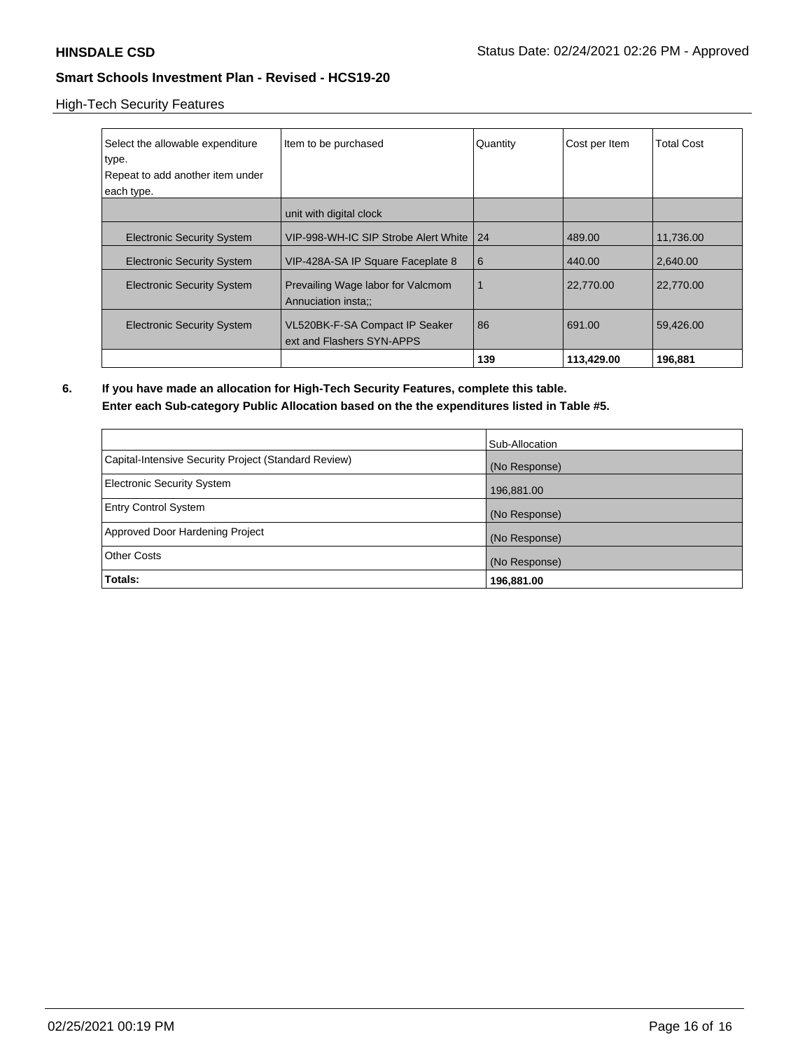High-Tech Security Features

| Select the allowable expenditure type.<br>Repeat to add another item under each type. | Item to be purchased | Quantity | Cost per Item | Total Cost |
|---|---|---|---|---|
| | unit with digital clock | | | |
| Electronic Security System | VIP-998-WH-IC SIP Strobe Alert White | 24 | 489.00 | 11,736.00 |
| Electronic Security System | VIP-428A-SA IP Square Faceplate 8 | 6 | 440.00 | 2,640.00 |
| Electronic Security System | Prevailing Wage labor for Valcmom Annuciation insta;; | 1 | 22,770.00 | 22,770.00 |
| Electronic Security System | VL520BK-F-SA Compact IP Seaker ext and Flashers SYN-APPS | 86 | 691.00 | 59,426.00 |
| | | **139** | **113,429.00** | **196,881** |

**6. If you have made an allocation for High-Tech Security Features, complete this table. Enter each Sub-category Public Allocation based on the the expenditures listed in Table #5.**

| | Sub-Allocation |
|---|---|
| Capital-Intensive Security Project (Standard Review) | (No Response) |
| Electronic Security System | 196,881.00 |
| Entry Control System | (No Response) |
| Approved Door Hardening Project | (No Response) |
| Other Costs | (No Response) |
| **Totals:** | **196,881.00** |